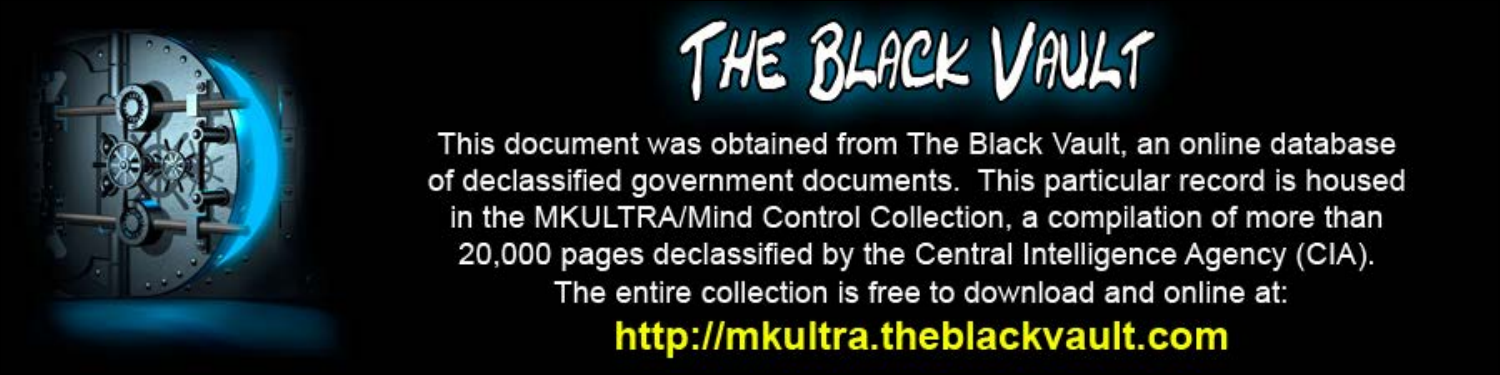# THE BLACK VAULT

This document was obtained from The Black Vault, an online database of declassified government documents. This particular record is housed in the MKULTRA/Mind Control Collection, a compilation of more than 20,000 pages declassified by the Central Intelligence Agency (CIA). The entire collection is free to download and online at:

**http://mkultra.theblackvault.com**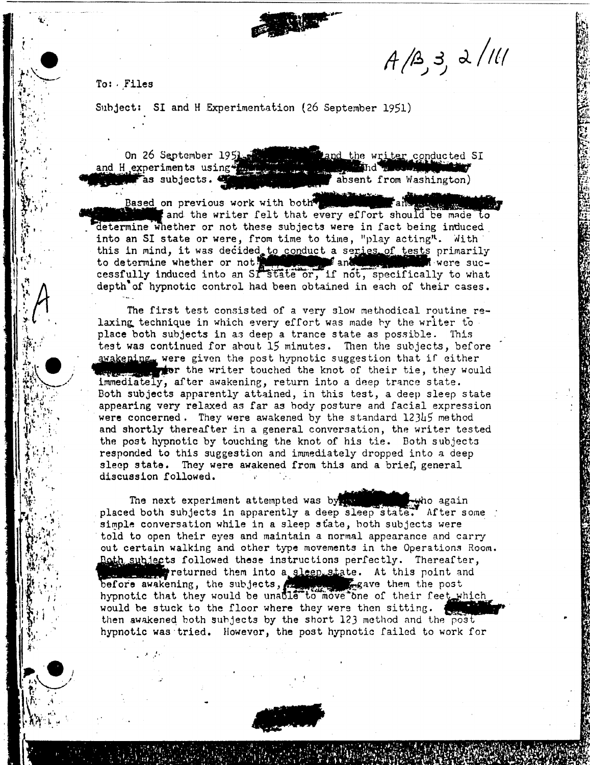A/B, 3, 2/111

To: Files

Subject: SI and H Experimentation (26 September 1951)

On 26 September 1951 [redacted] and the writer conducted SI and H experiments using [redacted] and [redacted] as subjects. [redacted] absent from Washington)

Based on previous work with both [redacted] and [redacted] [redacted] and the writer felt that every effort should be made to determine whether or not these subjects were in fact being induced into an SI state or were, from time to time, "play acting". With this in mind, it was decided to conduct a series of tests primarily to determine whether or not [redacted] and [redacted] were successfully induced into an SI state or, if not, specifically to what depth of hypnotic control had been obtained in each of their cases.

The first test consisted of a very slow methodical routine relaxing technique in which every effort was made by the writer to place both subjects in as deep a trance state as possible. This test was continued for about 15 minutes. Then the subjects, before awakening, were given the post hypnotic suggestion that if either [redacted] or the writer touched the knot of their tie, they would immediately, after awakening, return into a deep trance state. Both subjects apparently attained, in this test, a deep sleep state appearing very relaxed as far as body posture and facial expression were concerned. They were awakened by the standard 12345 method and shortly thereafter in a general conversation, the writer tested the post hypnotic by touching the knot of his tie. Both subjects responded to this suggestion and immediately dropped into a deep sleep state. They were awakened from this and a brief, general discussion followed.

The next experiment attempted was by [redacted] who again placed both subjects in apparently a deep sleep state. After some simple conversation while in a sleep state, both subjects were told to open their eyes and maintain a normal appearance and carry out certain walking and other type movements in the Operations Room. Both subjects followed these instructions perfectly. Thereafter, [redacted] returned them into a sleep state. At this point and before awakening, the subjects, [redacted] gave them the post hypnotic that they would be unable to move one of their feet which would be stuck to the floor where they were then sitting. [redacted] then awakened both subjects by the short 123 method and the post hypnotic was tried. However, the post hypnotic failed to work for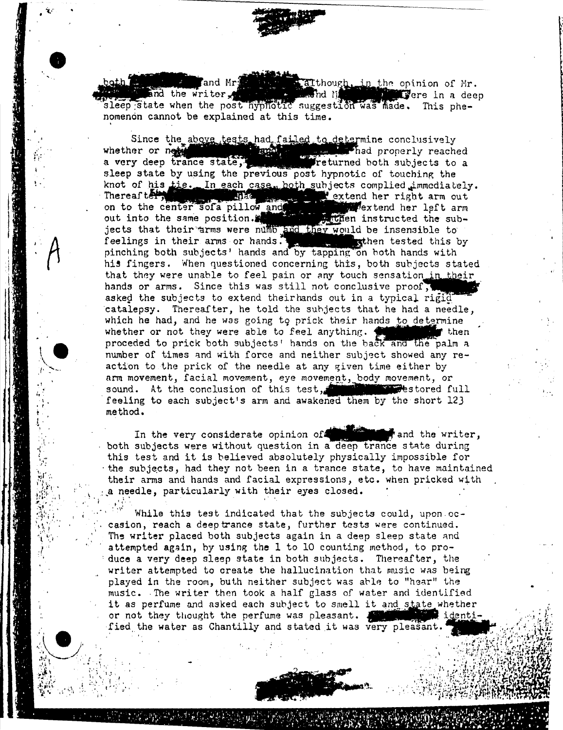both [redacted] and Mr. [redacted] although, in the opinion of Mr. [redacted] and the writer, [redacted] and M[redacted] were in a deep sleep state when the post hypnotic suggestion was made. This phenomenon cannot be explained at this time.

Since the above tests had failed to determine conclusively whether or not [redacted] and [redacted] had properly reached a very deep trance state, [redacted] returned both subjects to a sleep state by using the previous post hypnotic of touching the knot of his tie. In each case, both subjects complied immediately. Thereafter, [redacted] had [redacted] extend her right arm out on to the center sofa pillow and [redacted] extend her left arm out into the same position. [redacted] then instructed the subjects that their arms were numb and they would be insensible to feelings in their arms or hands. [redacted] then tested this by pinching both subjects' hands and by tapping on both hands with his fingers. When questioned concerning this, both subjects stated that they were unable to feel pain or any touch sensation in their hands or arms. Since this was still not conclusive proof, [redacted] asked the subjects to extend theirhands out in a typical rigid catalepsy. Thereafter, he told the subjects that he had a needle, which he had, and he was going to prick their hands to determine whether or not they were able to feel anything. [redacted] then proceded to prick both subjects' hands on the back and the palm a number of times and with force and neither subject showed any reaction to the prick of the needle at any given time either by arm movement, facial movement, eye movement, body movement, or sound. At the conclusion of this test, [redacted] restored full feeling to each subject's arm and awakened them by the short 123 method.

In the very considerate opinion of [redacted] and the writer, both subjects were without question in a deep trance state during this test and it is believed absolutely physically impossible for the subjects, had they not been in a trance state, to have maintained their arms and hands and facial expressions, etc. when pricked with a needle, particularly with their eyes closed.

While this test indicated that the subjects could, upon occasion, reach a deep trance state, further tests were continued. The writer placed both subjects again in a deep sleep state and attempted again, by using the 1 to 10 counting method, to produce a very deep sleep state in both subjects. Thereafter, the writer attempted to create the hallucination that music was being played in the room, buth neither subject was able to "hear" the music. The writer then took a half glass of water and identified it as perfume and asked each subject to smell it and state whether or not they thought the perfume was pleasant. [redacted] identified the water as Chantilly and stated it was very pleasant. [redacted]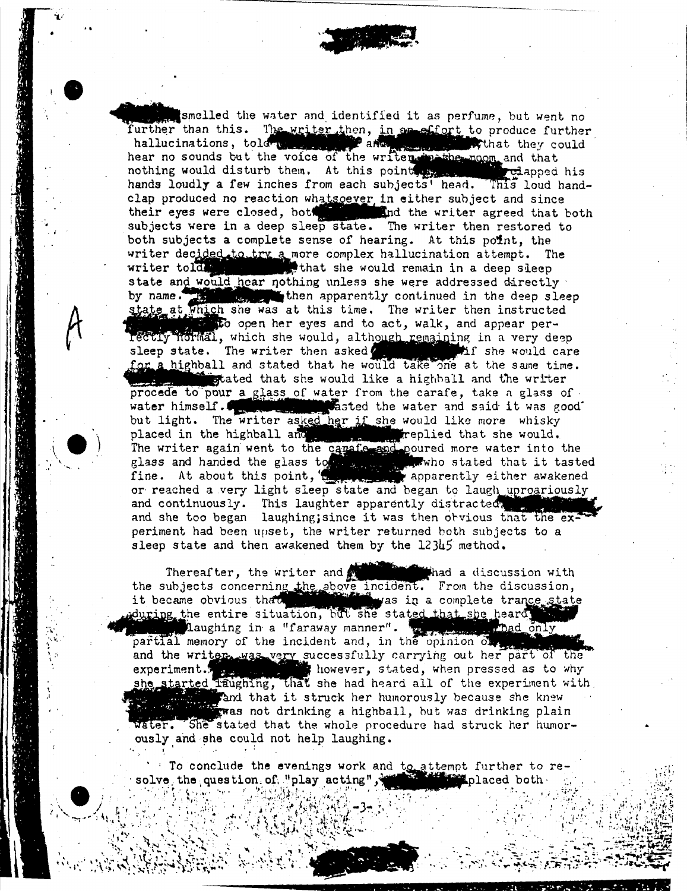[redacted] smelled the water and identified it as perfume, but went no further than this. The writer then, in an effort to produce further hallucinations, told [redacted] and [redacted] that they could hear no sounds but the voice of the writer in the room and that nothing would disturb them. At this point [redacted] clapped his hands loudly a few inches from each subjects' head. This loud handclap produced no reaction whatsoever in either subject and since their eyes were closed, both [redacted] and the writer agreed that both subjects were in a deep sleep state. The writer then restored to both subjects a complete sense of hearing. At this point, the writer decided to try a more complex hallucination attempt. The writer told [redacted] that she would remain in a deep sleep state and would hear nothing unless she were addressed directly by name. [redacted] then apparently continued in the deep sleep state at which she was at this time. The writer then instructed [redacted] to open her eyes and to act, walk, and appear perfectly normal, which she would, although remaining in a very deep sleep state. The writer then asked [redacted] if she would care for a highball and stated that he would take one at the same time. [redacted] stated that she would like a highball and the writer procede to pour a glass of water from the carafe, take a glass of water himself. [redacted] tasted the water and said it was good but light. The writer asked her if she would like more whisky placed in the highball and [redacted] replied that she would. The writer again went to the carafe and poured more water into the glass and handed the glass to [redacted] who stated that it tasted fine. At about this point, [redacted] apparently either awakened or reached a very light sleep state and began to laugh uproariously and continuously. This laughter apparently distracted [redacted] and she too began laughing; since it was then obvious that the experiment had been upset, the writer returned both subjects to a sleep state and then awakened them by the 12345 method.

Thereafter, the writer and [redacted] had a discussion with the subjects concerning the above incident. From the discussion, it became obvious that [redacted] was in a complete trance state during the entire situation, but she stated that she heard [redacted] laughing in a "faraway manner". [redacted] had only partial memory of the incident and, in the opinion of [redacted] and the writer, was very successfully carrying out her part of the experiment. [redacted] however, stated, when pressed as to why she started laughing, that she had heard all of the experiment with [redacted] and that it struck her humorously because she knew [redacted] was not drinking a highball, but was drinking plain water. She stated that the whole procedure had struck her humorously and she could not help laughing.

To conclude the evenings work and to attempt further to resolve the question of "play acting", [redacted] placed both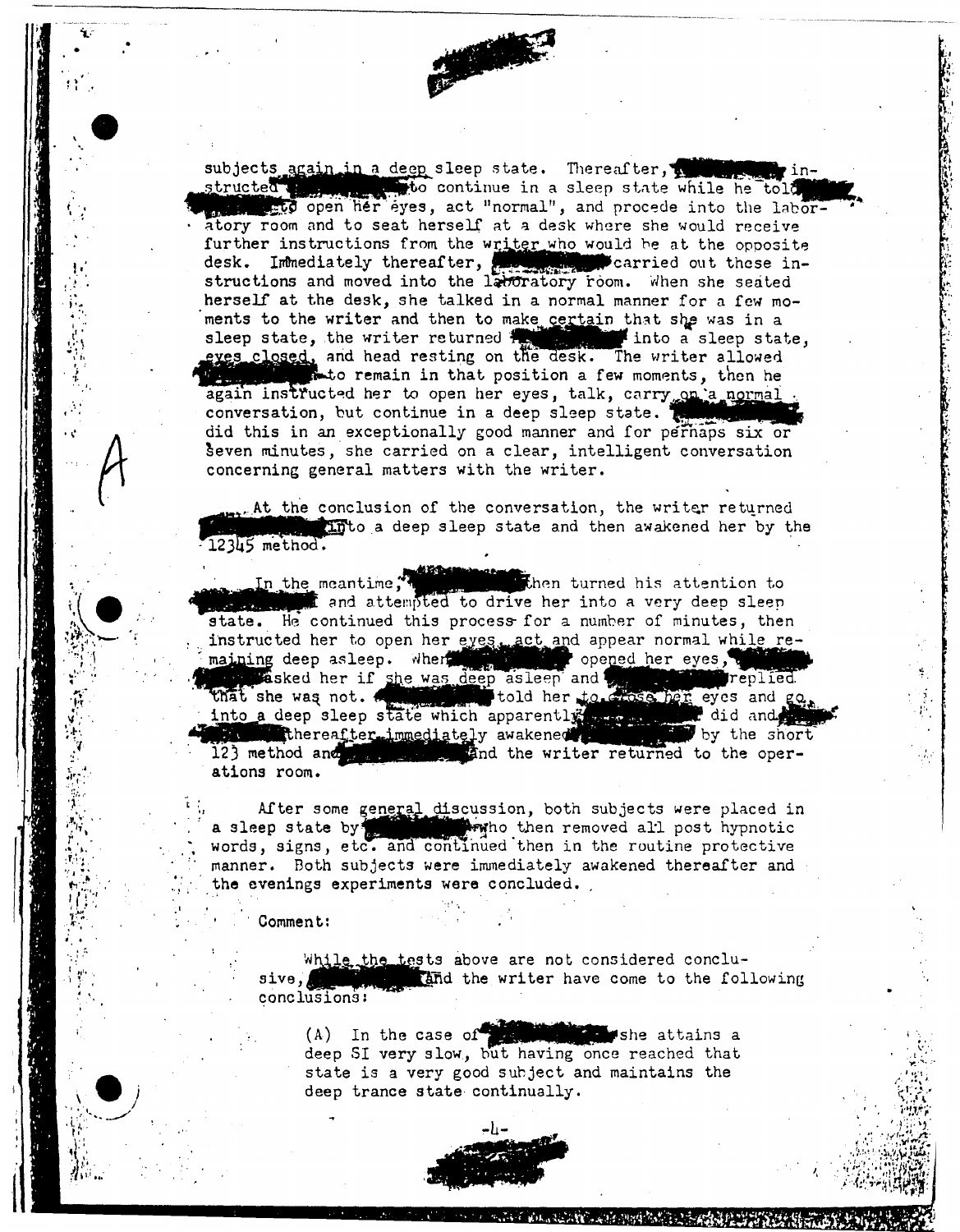subjects again in a deep sleep state. Thereafter, [redacted] instructed [redacted] to continue in a sleep state while he told [redacted] to open her eyes, act "normal", and procede into the laboratory room and to seat herself at a desk where she would receive further instructions from the writer who would be at the opposite desk. Immediately thereafter, [redacted] carried out these instructions and moved into the laboratory room. When she seated herself at the desk, she talked in a normal manner for a few moments to the writer and then to make certain that she was in a sleep state, the writer returned [redacted] into a sleep state, eyes closed, and head resting on the desk. The writer allowed [redacted] to remain in that position a few moments, then he again instructed her to open her eyes, talk, carry on a normal conversation, but continue in a deep sleep state. [redacted] did this in an exceptionally good manner and for perhaps six or seven minutes, she carried on a clear, intelligent conversation concerning general matters with the writer.

A

At the conclusion of the conversation, the writer returned [redacted] into a deep sleep state and then awakened her by the 12345 method.

In the meantime, [redacted] then turned his attention to [redacted] and attempted to drive her into a very deep sleep state. He continued this process for a number of minutes, then instructed her to open her eyes, act and appear normal while remaining deep asleep. When [redacted] opened her eyes, [redacted] asked her if she was deep asleep and [redacted] replied that she was not. [redacted] told her to close her eyes and go into a deep sleep state which apparently [redacted] did and [redacted] thereafter immediately awakened [redacted] by the short 123 method and [redacted] and the writer returned to the operations room.

After some general discussion, both subjects were placed in a sleep state by [redacted] who then removed all post hypnotic words, signs, etc. and continued then in the routine protective manner. Both subjects were immediately awakened thereafter and the evenings experiments were concluded.

Comment:

While the tests above are not considered conclusive, [redacted] and the writer have come to the following conclusions:

(A) In the case of [redacted] she attains a deep SI very slow, but having once reached that state is a very good subject and maintains the deep trance state continually.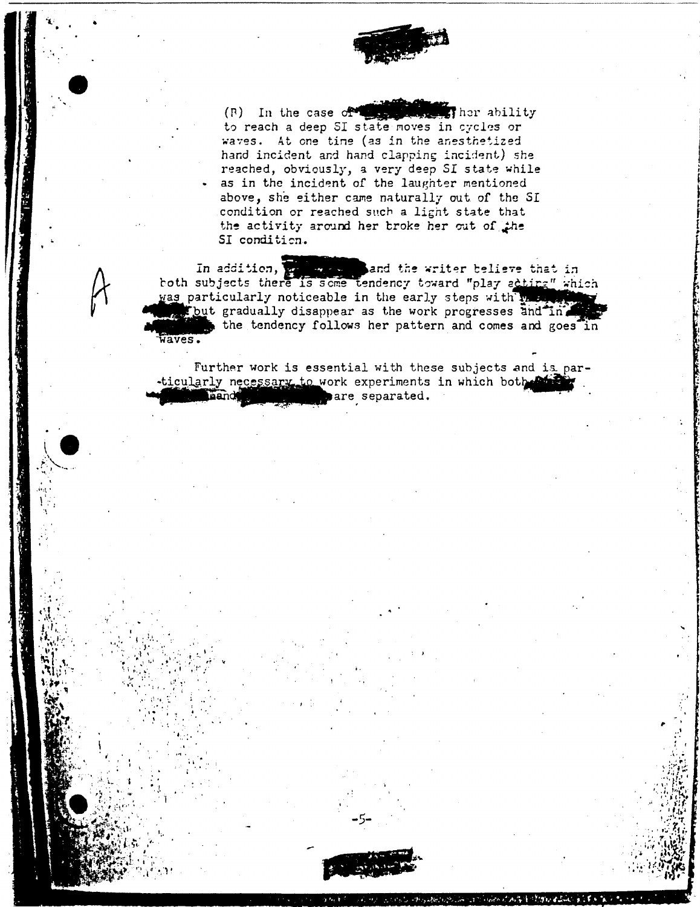(B) In the case of [redacted] her ability to reach a deep SI state moves in cycles or waves. At one time (as in the anesthetized hand incident and hand clapping incident) she reached, obviously, a very deep SI state while as in the incident of the laughter mentioned above, she either came naturally out of the SI condition or reached such a light state that the activity around her broke her out of the SI condition.

In addition, [redacted] and the writer believe that in both subjects there is some tendency toward "play acting" which was particularly noticeable in the early steps with [redacted] but gradually disappear as the work progresses and in [redacted] the tendency follows her pattern and comes and goes in waves.

Further work is essential with these subjects and is particularly necessary to work experiments in which both [redacted] and [redacted] are separated.